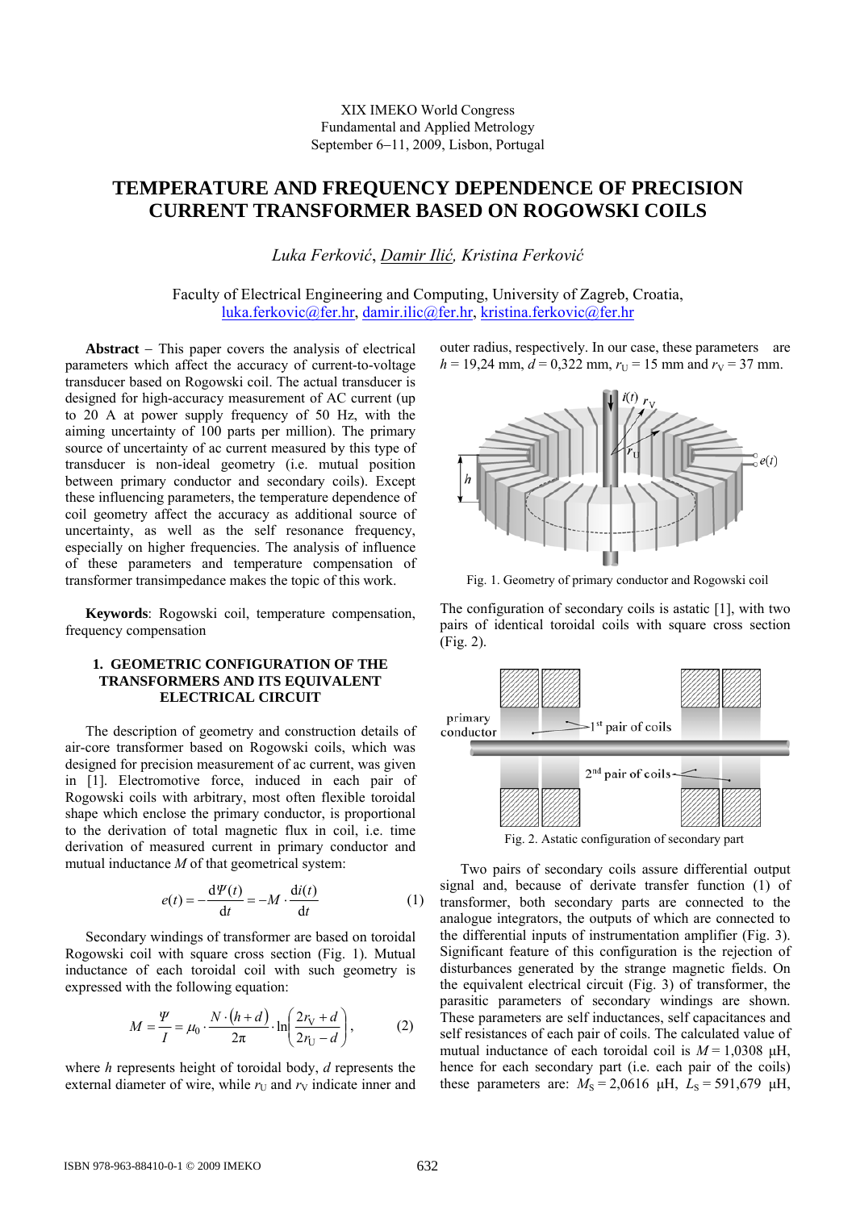XIX IMEKO World Congress
Fundamental and Applied Metrology
September 6−11, 2009, Lisbon, Portugal

# TEMPERATURE AND FREQUENCY DEPENDENCE OF PRECISION CURRENT TRANSFORMER BASED ON ROGOWSKI COILS

*Luka Ferković, Damir Ilić, Kristina Ferković*

Faculty of Electrical Engineering and Computing, University of Zagreb, Croatia, luka.ferkovic@fer.hr, damir.ilic@fer.hr, kristina.ferkovic@fer.hr

**Abstract** − This paper covers the analysis of electrical parameters which affect the accuracy of current-to-voltage transducer based on Rogowski coil. The actual transducer is designed for high-accuracy measurement of AC current (up to 20 A at power supply frequency of 50 Hz, with the aiming uncertainty of 100 parts per million). The primary source of uncertainty of ac current measured by this type of transducer is non-ideal geometry (i.e. mutual position between primary conductor and secondary coils). Except these influencing parameters, the temperature dependence of coil geometry affect the accuracy as additional source of uncertainty, as well as the self resonance frequency, especially on higher frequencies. The analysis of influence of these parameters and temperature compensation of transformer transimpedance makes the topic of this work.

**Keywords**: Rogowski coil, temperature compensation, frequency compensation

## 1. GEOMETRIC CONFIGURATION OF THE TRANSFORMERS AND ITS EQUIVALENT ELECTRICAL CIRCUIT

The description of geometry and construction details of air-core transformer based on Rogowski coils, which was designed for precision measurement of ac current, was given in [1]. Electromotive force, induced in each pair of Rogowski coils with arbitrary, most often flexible toroidal shape which enclose the primary conductor, is proportional to the derivation of total magnetic flux in coil, i.e. time derivation of measured current in primary conductor and mutual inductance $M$ of that geometrical system:

$$e(t) = -\frac{\mathrm{d}\Psi(t)}{\mathrm{d}t} = -M \cdot \frac{\mathrm{d}i(t)}{\mathrm{d}t} \tag{1}$$

Secondary windings of transformer are based on toroidal Rogowski coil with square cross section (Fig. 1). Mutual inductance of each toroidal coil with such geometry is expressed with the following equation:

$$M = \frac{\Psi}{I} = \mu_0 \cdot \frac{N \cdot (h+d)}{2\pi} \cdot \ln\left(\frac{2r_\mathrm{V}+d}{2r_\mathrm{U}-d}\right), \tag{2}$$

where $h$ represents height of toroidal body, $d$ represents the external diameter of wire, while $r_\mathrm{U}$ and $r_\mathrm{V}$ indicate inner and outer radius, respectively. In our case, these parameters are $h$ = 19,24 mm, $d$ = 0,322 mm, $r_\mathrm{U}$ = 15 mm and $r_\mathrm{V}$ = 37 mm.

Fig. 1. Geometry of primary conductor and Rogowski coil

The configuration of secondary coils is astatic [1], with two pairs of identical toroidal coils with square cross section (Fig. 2).

Fig. 2. Astatic configuration of secondary part

Two pairs of secondary coils assure differential output signal and, because of derivate transfer function (1) of transformer, both secondary parts are connected to the analogue integrators, the outputs of which are connected to the differential inputs of instrumentation amplifier (Fig. 3). Significant feature of this configuration is the rejection of disturbances generated by the strange magnetic fields. On the equivalent electrical circuit (Fig. 3) of transformer, the parasitic parameters of secondary windings are shown. These parameters are self inductances, self capacitances and self resistances of each pair of coils. The calculated value of mutual inductance of each toroidal coil is $M$ = 1,0308 μH, hence for each secondary part (i.e. each pair of the coils) these parameters are: $M_\mathrm{S}$ = 2,0616 μH, $L_\mathrm{S}$ = 591,679 μH,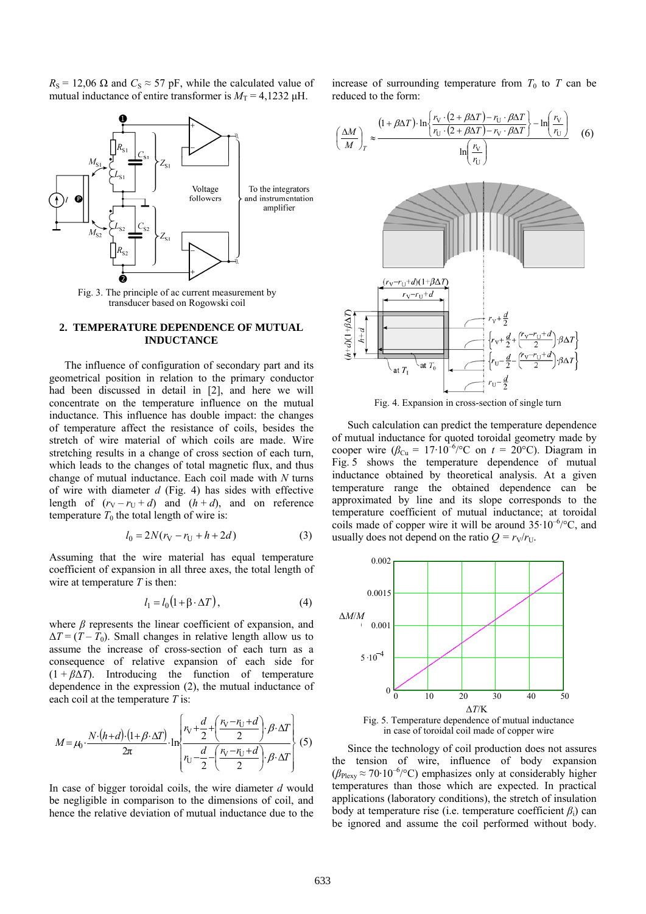$R_S$ = 12,06 Ω and $C_S$ ≈ 57 pF, while the calculated value of mutual inductance of entire transformer is $M_T$ = 4,1232 μH.

Fig. 3. The principle of ac current measurement by transducer based on Rogowski coil

## 2. TEMPERATURE DEPENDENCE OF MUTUAL INDUCTANCE

The influence of configuration of secondary part and its geometrical position in relation to the primary conductor had been discussed in detail in [2], and here we will concentrate on the temperature influence on the mutual inductance. This influence has double impact: the changes of temperature affect the resistance of coils, besides the stretch of wire material of which coils are made. Wire stretching results in a change of cross section of each turn, which leads to the changes of total magnetic flux, and thus change of mutual inductance. Each coil made with $N$ turns of wire with diameter $d$ (Fig. 4) has sides with effective length of $(r_V - r_U + d)$ and $(h + d)$, and on reference temperature $T_0$ the total length of wire is:

$$l_0 = 2N(r_V - r_U + h + 2d) \tag{3}$$

Assuming that the wire material has equal temperature coefficient of expansion in all three axes, the total length of wire at temperature $T$ is then:

$$l_1 = l_0(1 + \beta \cdot \Delta T), \tag{4}$$

where $\beta$ represents the linear coefficient of expansion, and $\Delta T = (T - T_0)$. Small changes in relative length allow us to assume the increase of cross-section of each turn as a consequence of relative expansion of each side for $(1 + \beta\Delta T)$. Introducing the function of temperature dependence in the expression (2), the mutual inductance of each coil at the temperature $T$ is:

$$M = \mu_0 \cdot \frac{N \cdot (h+d) \cdot (1+\beta \cdot \Delta T)}{2\pi} \cdot \ln \left\{ \frac{r_V + \frac{d}{2} + \left(\frac{r_V - r_U + d}{2}\right) \cdot \beta \cdot \Delta T}{r_U - \frac{d}{2} - \left(\frac{r_V - r_U + d}{2}\right) \cdot \beta \cdot \Delta T} \right\} \tag{5}$$

In case of bigger toroidal coils, the wire diameter $d$ would be negligible in comparison to the dimensions of coil, and hence the relative deviation of mutual inductance due to the increase of surrounding temperature from $T_0$ to $T$ can be reduced to the form:

$$\left(\frac{\Delta M}{M}\right)_T \approx \frac{(1+\beta\Delta T) \cdot \ln\left\{\frac{r_V \cdot (2+\beta\Delta T) - r_U \cdot \beta\Delta T}{r_U \cdot (2+\beta\Delta T) - r_V \cdot \beta\Delta T}\right\} - \ln\left(\frac{r_V}{r_U}\right)}{\ln\left(\frac{r_V}{r_U}\right)} \tag{6}$$

Fig. 4. Expansion in cross-section of single turn

Such calculation can predict the temperature dependence of mutual inductance for quoted toroidal geometry made by cooper wire ($\beta_{Cu} = 17 \cdot 10^{-6}$/°C on $t$ = 20°C). Diagram in Fig. 5 shows the temperature dependence of mutual inductance obtained by theoretical analysis. At a given temperature range the obtained dependence can be approximated by line and its slope corresponds to the temperature coefficient of mutual inductance; at toroidal coils made of copper wire it will be around $35 \cdot 10^{-6}$/°C, and usually does not depend on the ratio $Q = r_V/r_U$.

Fig. 5. Temperature dependence of mutual inductance in case of toroidal coil made of copper wire

Since the technology of coil production does not assures the tension of wire, influence of body expansion ($\beta_{Plexy} \approx 70 \cdot 10^{-6}$/°C) emphasizes only at considerably higher temperatures than those which are expected. In practical applications (laboratory conditions), the stretch of insulation body at temperature rise (i.e. temperature coefficient $\beta_i$) can be ignored and assume the coil performed without body.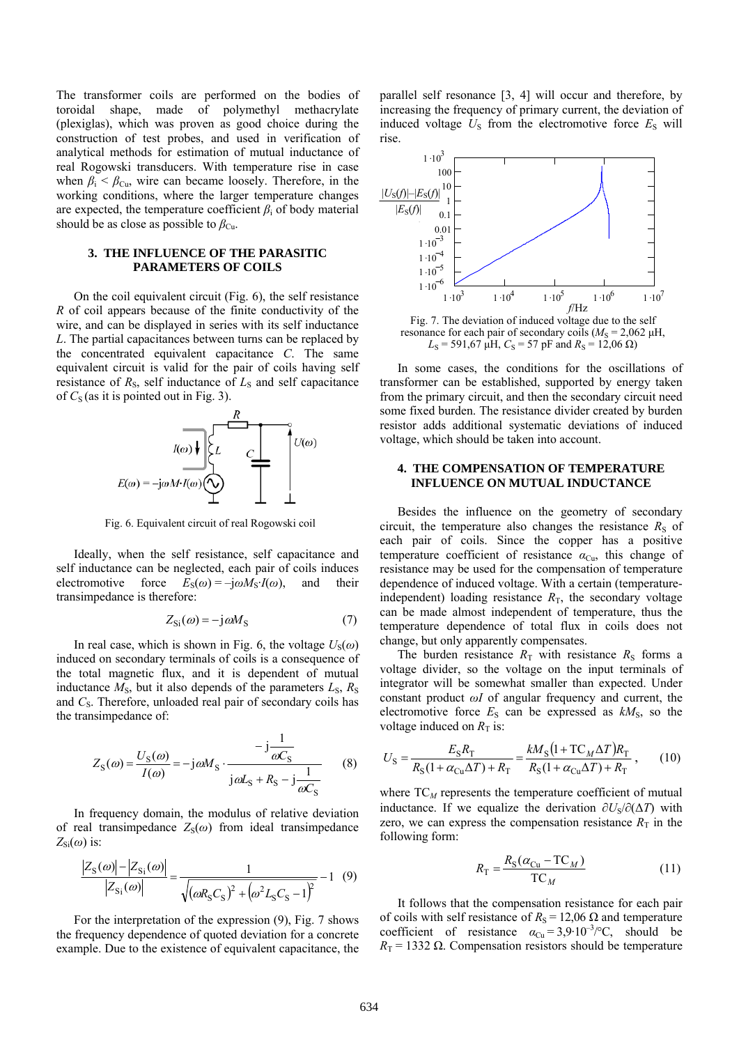The transformer coils are performed on the bodies of toroidal shape, made of polymethyl methacrylate (plexiglas), which was proven as good choice during the construction of test probes, and used in verification of analytical methods for estimation of mutual inductance of real Rogowski transducers. With temperature rise in case when $\beta_i < \beta_{Cu}$, wire can became loosely. Therefore, in the working conditions, where the larger temperature changes are expected, the temperature coefficient $\beta_i$ of body material should be as close as possible to $\beta_{Cu}$.

## 3. THE INFLUENCE OF THE PARASITIC PARAMETERS OF COILS

On the coil equivalent circuit (Fig. 6), the self resistance $R$ of coil appears because of the finite conductivity of the wire, and can be displayed in series with its self inductance $L$. The partial capacitances between turns can be replaced by the concentrated equivalent capacitance $C$. The same equivalent circuit is valid for the pair of coils having self resistance of $R_S$, self inductance of $L_S$ and self capacitance of $C_S$ (as it is pointed out in Fig. 3).

Fig. 6. Equivalent circuit of real Rogowski coil

Ideally, when the self resistance, self capacitance and self inductance can be neglected, each pair of coils induces electromotive force $E_S(\omega) = -j\omega M_S \cdot I(\omega)$, and their transimpedance is therefore:

$$Z_{Si}(\omega) = -j\omega M_S \tag{7}$$

In real case, which is shown in Fig. 6, the voltage $U_S(\omega)$ induced on secondary terminals of coils is a consequence of the total magnetic flux, and it is dependent of mutual inductance $M_S$, but it also depends of the parameters $L_S$, $R_S$ and $C_S$. Therefore, unloaded real pair of secondary coils has the transimpedance of:

$$Z_S(\omega) = \frac{U_S(\omega)}{I(\omega)} = -j\omega M_S \cdot \frac{-j\dfrac{1}{\omega C_S}}{j\omega L_S + R_S - j\dfrac{1}{\omega C_S}} \tag{8}$$

In frequency domain, the modulus of relative deviation of real transimpedance $Z_S(\omega)$ from ideal transimpedance $Z_{Si}(\omega)$ is:

$$\frac{|Z_S(\omega)| - |Z_{Si}(\omega)|}{|Z_{Si}(\omega)|} = \frac{1}{\sqrt{(\omega R_S C_S)^2 + (\omega^2 L_S C_S - 1)^2}} - 1 \tag{9}$$

For the interpretation of the expression (9), Fig. 7 shows the frequency dependence of quoted deviation for a concrete example. Due to the existence of equivalent capacitance, the parallel self resonance [3, 4] will occur and therefore, by increasing the frequency of primary current, the deviation of induced voltage $U_S$ from the electromotive force $E_S$ will rise.

Fig. 7. The deviation of induced voltage due to the self resonance for each pair of secondary coils ($M_S$ = 2,062 µH, $L_S$ = 591,67 µH, $C_S$ = 57 pF and $R_S$ = 12,06 Ω)

In some cases, the conditions for the oscillations of transformer can be established, supported by energy taken from the primary circuit, and then the secondary circuit need some fixed burden. The resistance divider created by burden resistor adds additional systematic deviations of induced voltage, which should be taken into account.

## 4. THE COMPENSATION OF TEMPERATURE INFLUENCE ON MUTUAL INDUCTANCE

Besides the influence on the geometry of secondary circuit, the temperature also changes the resistance $R_S$ of each pair of coils. Since the copper has a positive temperature coefficient of resistance $\alpha_{Cu}$, this change of resistance may be used for the compensation of temperature dependence of induced voltage. With a certain (temperature-independent) loading resistance $R_T$, the secondary voltage can be made almost independent of temperature, thus the temperature dependence of total flux in coils does not change, but only apparently compensates.

The burden resistance $R_T$ with resistance $R_S$ forms a voltage divider, so the voltage on the input terminals of integrator will be somewhat smaller than expected. Under constant product $\omega I$ of angular frequency and current, the electromotive force $E_S$ can be expressed as $kM_S$, so the voltage induced on $R_T$ is:

$$U_S = \frac{E_S R_T}{R_S(1+\alpha_{Cu}\Delta T) + R_T} = \frac{kM_S(1+\mathrm{TC}_M \Delta T)R_T}{R_S(1+\alpha_{Cu}\Delta T) + R_T}, \tag{10}$$

where $\mathrm{TC}_M$ represents the temperature coefficient of mutual inductance. If we equalize the derivation $\partial U_S/\partial(\Delta T)$ with zero, we can express the compensation resistance $R_T$ in the following form:

$$R_T = \frac{R_S(\alpha_{Cu} - \mathrm{TC}_M)}{\mathrm{TC}_M} \tag{11}$$

It follows that the compensation resistance for each pair of coils with self resistance of $R_S$ = 12,06 Ω and temperature coefficient of resistance $\alpha_{Cu} = 3{,}9 \cdot 10^{-3}$/°C, should be $R_T$ = 1332 Ω. Compensation resistors should be temperature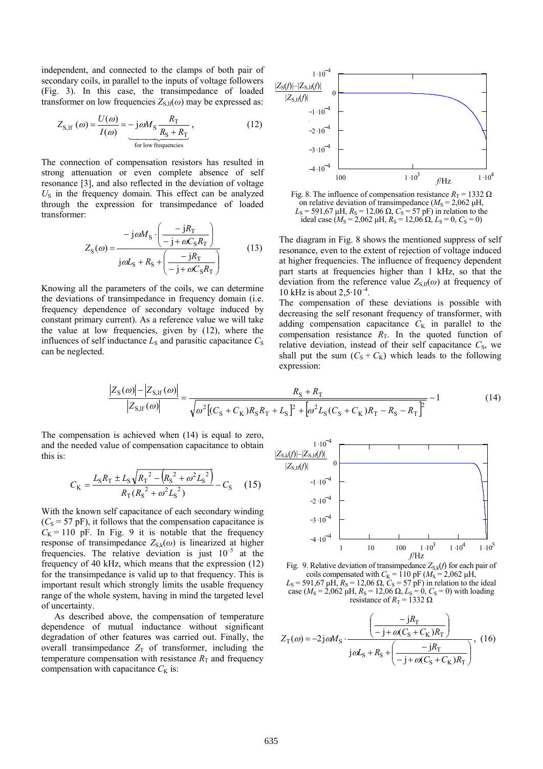independent, and connected to the clamps of both pair of secondary coils, in parallel to the inputs of voltage followers (Fig. 3). In this case, the transimpedance of loaded transformer on low frequencies $Z_{\mathrm{S,lf}}(\omega)$ may be expressed as:

$$Z_{\mathrm{S,lf}}(\omega) = \frac{U(\omega)}{I(\omega)} = \underbrace{-\mathrm{j}\omega M_{\mathrm{S}} \frac{R_{\mathrm{T}}}{R_{\mathrm{S}} + R_{\mathrm{T}}}}_{\text{for low frequencies}}, \tag{12}$$

The connection of compensation resistors has resulted in strong attenuation or even complete absence of self resonance [3], and also reflected in the deviation of voltage $U_{\mathrm{S}}$ in the frequency domain. This effect can be analyzed through the expression for transimpedance of loaded transformer:

$$Z_{\mathrm{S}}(\omega) = \frac{-\mathrm{j}\omega M_{\mathrm{S}} \cdot \left(\dfrac{-\mathrm{j}R_{\mathrm{T}}}{-\mathrm{j} + \omega C_{\mathrm{S}} R_{\mathrm{T}}}\right)}{\mathrm{j}\omega L_{\mathrm{S}} + R_{\mathrm{S}} + \left(\dfrac{-\mathrm{j}R_{\mathrm{T}}}{-\mathrm{j} + \omega C_{\mathrm{S}} R_{\mathrm{T}}}\right)} \tag{13}$$

Knowing all the parameters of the coils, we can determine the deviations of transimpedance in frequency domain (i.e. frequency dependence of secondary voltage induced by constant primary current). As a reference value we will take the value at low frequencies, given by (12), where the influences of self inductance $L_{\mathrm{S}}$ and parasitic capacitance $C_{\mathrm{S}}$ can be neglected.

Fig. 8. The influence of compensation resistance $R_{\mathrm{T}} = 1332\ \Omega$ on relative deviation of transimpedance ($M_{\mathrm{S}} = 2{,}062\ \mu$H, $L_{\mathrm{S}} = 591{,}67\ \mu$H, $R_{\mathrm{S}} = 12{,}06\ \Omega$, $C_{\mathrm{S}} = 57$ pF) in relation to the ideal case ($M_{\mathrm{S}} = 2{,}062\ \mu$H, $R_{\mathrm{S}} = 12{,}06\ \Omega$, $L_{\mathrm{S}} = 0$, $C_{\mathrm{S}} = 0$)

The diagram in Fig. 8 shows the mentioned suppress of self resonance, even to the extent of rejection of voltage induced at higher frequencies. The influence of frequency dependent part starts at frequencies higher than 1 kHz, so that the deviation from the reference value $Z_{\mathrm{S,lf}}(\omega)$ at frequency of 10 kHz is about $2{,}5\cdot10^{-4}$.

The compensation of these deviations is possible with decreasing the self resonant frequency of transformer, with adding compensation capacitance $C_{\mathrm{K}}$ in parallel to the compensation resistance $R_{\mathrm{T}}$. In the quoted function of relative deviation, instead of their self capacitance $C_{\mathrm{S}}$, we shall put the sum $(C_{\mathrm{S}} + C_{\mathrm{K}})$ which leads to the following expression:

$$\frac{|Z_{\mathrm{S}}(\omega)| - |Z_{\mathrm{S,lf}}(\omega)|}{|Z_{\mathrm{S,lf}}(\omega)|} = \frac{R_{\mathrm{S}} + R_{\mathrm{T}}}{\sqrt{\omega^2\left[(C_{\mathrm{S}} + C_{\mathrm{K}})R_{\mathrm{S}}R_{\mathrm{T}} + L_{\mathrm{S}}\right]^2 + \left[\omega^2 L_{\mathrm{S}}(C_{\mathrm{S}} + C_{\mathrm{K}})R_{\mathrm{T}} - R_{\mathrm{S}} - R_{\mathrm{T}}\right]^2}} - 1 \tag{14}$$

The compensation is achieved when (14) is equal to zero, and the needed value of compensation capacitance to obtain this is:

$$C_{\mathrm{K}} = \frac{L_{\mathrm{S}} R_{\mathrm{T}} \pm L_{\mathrm{S}}\sqrt{R_{\mathrm{T}}^2 - \left(R_{\mathrm{S}}^2 + \omega^2 L_{\mathrm{S}}^2\right)}}{R_{\mathrm{T}}(R_{\mathrm{S}}^2 + \omega^2 L_{\mathrm{S}}^2)} - C_{\mathrm{S}} \tag{15}$$

With the known self capacitance of each secondary winding ($C_{\mathrm{S}} = 57$ pF), it follows that the compensation capacitance is $C_{\mathrm{K}} = 110$ pF. In Fig. 9 it is notable that the frequency response of transimpedance $Z_{\mathrm{S,k}}(\omega)$ is linearized at higher frequencies. The relative deviation is just $10^{-5}$ at the frequency of 40 kHz, which means that the expression (12) for the transimpedance is valid up to that frequency. This is important result which strongly limits the usable frequency range of the whole system, having in mind the targeted level of uncertainty.

Fig. 9. Relative deviation of transimpedance $Z_{\mathrm{S,k}}(f)$ for each pair of coils compensated with $C_{\mathrm{K}} = 110$ pF ($M_{\mathrm{S}} = 2{,}062\ \mu$H, $L_{\mathrm{S}} = 591{,}67\ \mu$H, $R_{\mathrm{S}} = 12{,}06\ \Omega$, $C_{\mathrm{S}} = 57$ pF) in relation to the ideal case ($M_{\mathrm{S}} = 2{,}062\ \mu$H, $R_{\mathrm{S}} = 12{,}06\ \Omega$, $L_{\mathrm{S}} = 0$, $C_{\mathrm{S}} = 0$) with loading resistance of $R_{\mathrm{T}} = 1332\ \Omega$

As described above, the compensation of temperature dependence of mutual inductance without significant degradation of other features was carried out. Finally, the overall transimpedance $Z_{\mathrm{T}}$ of transformer, including the temperature compensation with resistance $R_{\mathrm{T}}$ and frequency compensation with capacitance $C_{\mathrm{K}}$ is:

$$Z_{\mathrm{T}}(\omega) = -2\mathrm{j}\omega M_{\mathrm{S}} \cdot \frac{\left(\dfrac{-\mathrm{j}R_{\mathrm{T}}}{-\mathrm{j} + \omega(C_{\mathrm{S}} + C_{\mathrm{K}})R_{\mathrm{T}}}\right)}{\mathrm{j}\omega L_{\mathrm{S}} + R_{\mathrm{S}} + \left(\dfrac{-\mathrm{j}R_{\mathrm{T}}}{-\mathrm{j} + \omega(C_{\mathrm{S}} + C_{\mathrm{K}})R_{\mathrm{T}}}\right)}, \tag{16}$$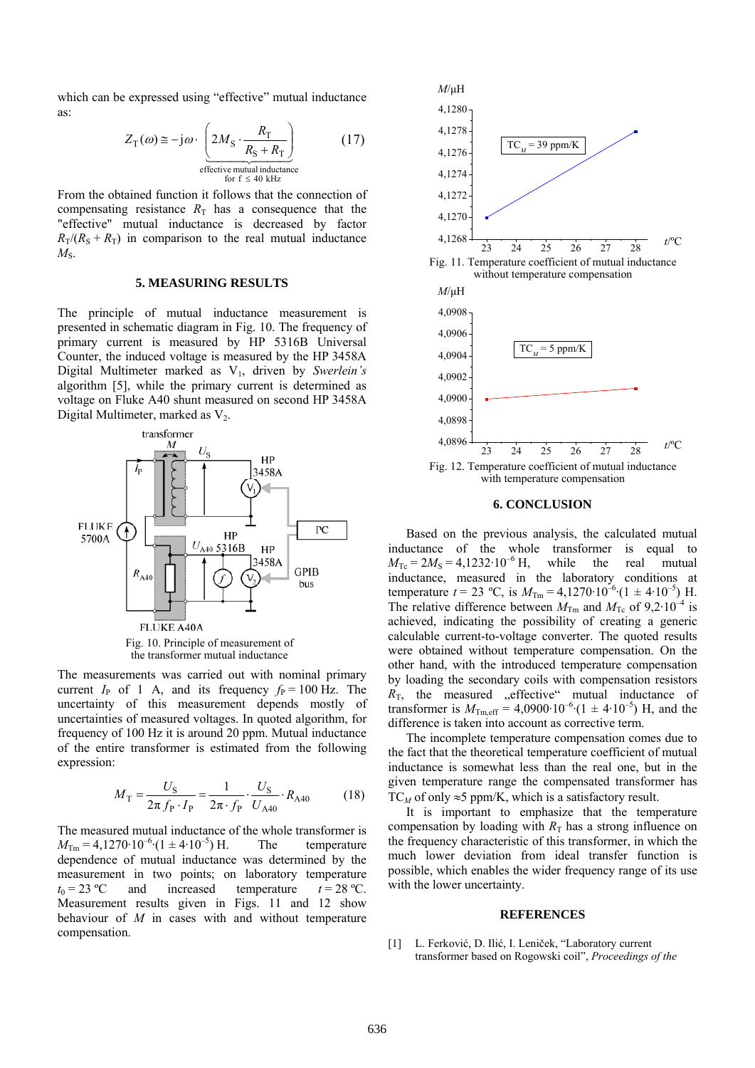which can be expressed using "effective" mutual inductance as:

$$Z_T(\omega) \cong -j\omega \cdot \underbrace{\left(2M_S \cdot \frac{R_T}{R_S + R_T}\right)}_{\substack{\text{effective mutual inductance} \\ \text{for } f \le 40 \text{ kHz}}} \qquad (17)$$

From the obtained function it follows that the connection of compensating resistance $R_T$ has a consequence that the "effective" mutual inductance is decreased by factor $R_T/(R_S + R_T)$ in comparison to the real mutual inductance $M_S$.

## 5. MEASURING RESULTS

The principle of mutual inductance measurement is presented in schematic diagram in Fig. 10. The frequency of primary current is measured by HP 5316B Universal Counter, the induced voltage is measured by the HP 3458A Digital Multimeter marked as $V_1$, driven by *Swerlein's* algorithm [5], while the primary current is determined as voltage on Fluke A40 shunt measured on second HP 3458A Digital Multimeter, marked as $V_2$.

Fig. 10. Principle of measurement of the transformer mutual inductance

The measurements was carried out with nominal primary current $I_P$ of 1 A, and its frequency $f_P = 100$ Hz. The uncertainty of this measurement depends mostly of uncertainties of measured voltages. In quoted algorithm, for frequency of 100 Hz it is around 20 ppm. Mutual inductance of the entire transformer is estimated from the following expression:

$$M_T = \frac{U_S}{2\pi f_P \cdot I_P} = \frac{1}{2\pi \cdot f_P} \cdot \frac{U_S}{U_{A40}} \cdot R_{A40} \qquad (18)$$

The measured mutual inductance of the whole transformer is $M_{Tm} = 4{,}1270 \cdot 10^{-6} \cdot (1 \pm 4 \cdot 10^{-5})$ H. The temperature dependence of mutual inductance was determined by the measurement in two points; on laboratory temperature $t_0 = 23$ ºC and increased temperature $t = 28$ ºC. Measurement results given in Figs. 11 and 12 show behaviour of $M$ in cases with and without temperature compensation.

Fig. 11. Temperature coefficient of mutual inductance without temperature compensation

Fig. 12. Temperature coefficient of mutual inductance with temperature compensation

## 6. CONCLUSION

Based on the previous analysis, the calculated mutual inductance of the whole transformer is equal to $M_{Tc} = 2M_S = 4{,}1232 \cdot 10^{-6}$ H, while the real mutual inductance, measured in the laboratory conditions at temperature $t = 23$ ºC, is $M_{Tm} = 4{,}1270 \cdot 10^{-6} \cdot (1 \pm 4 \cdot 10^{-5})$ H. The relative difference between $M_{Tm}$ and $M_{Tc}$ of $9{,}2 \cdot 10^{-4}$ is achieved, indicating the possibility of creating a generic calculable current-to-voltage converter. The quoted results were obtained without temperature compensation. On the other hand, with the introduced temperature compensation by loading the secondary coils with compensation resistors $R_T$, the measured „effective“ mutual inductance of transformer is $M_{Tm,eff} = 4{,}0900 \cdot 10^{-6} \cdot (1 \pm 4 \cdot 10^{-5})$ H, and the difference is taken into account as corrective term.

The incomplete temperature compensation comes due to the fact that the theoretical temperature coefficient of mutual inductance is somewhat less than the real one, but in the given temperature range the compensated transformer has $TC_M$ of only ≈5 ppm/K, which is a satisfactory result.

It is important to emphasize that the temperature compensation by loading with $R_T$ has a strong influence on the frequency characteristic of this transformer, in which the much lower deviation from ideal transfer function is possible, which enables the wider frequency range of its use with the lower uncertainty.

## REFERENCES

[1] L. Ferković, D. Ilić, I. Leniček, "Laboratory current transformer based on Rogowski coil", *Proceedings of the*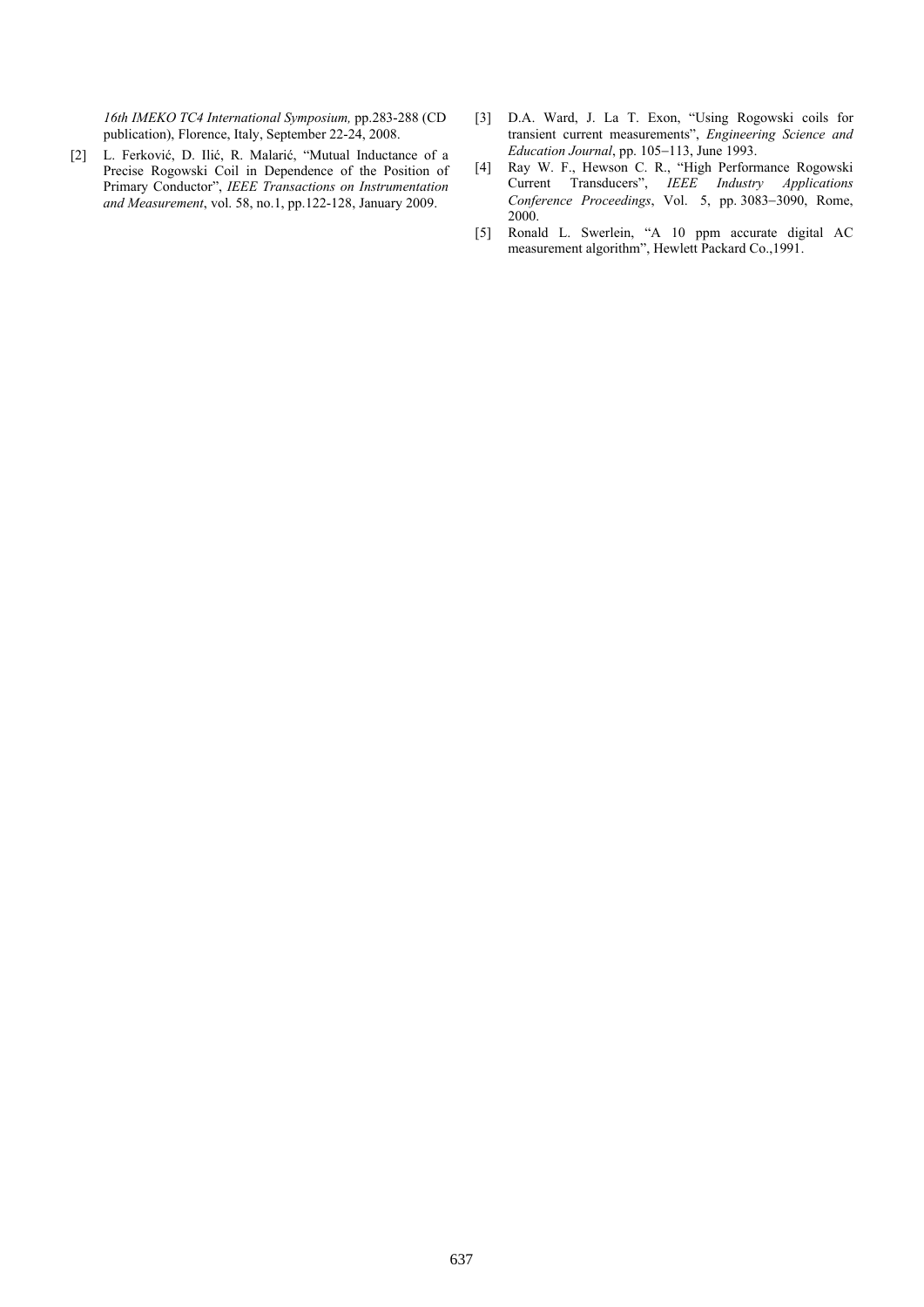*16th IMEKO TC4 International Symposium,* pp.283-288 (CD publication), Florence, Italy, September 22-24, 2008.

[2] L. Ferković, D. Ilić, R. Malarić, "Mutual Inductance of a Precise Rogowski Coil in Dependence of the Position of Primary Conductor", *IEEE Transactions on Instrumentation and Measurement*, vol. 58, no.1, pp.122-128, January 2009.

[3] D.A. Ward, J. La T. Exon, "Using Rogowski coils for transient current measurements", *Engineering Science and Education Journal*, pp. 105–113, June 1993.

[4] Ray W. F., Hewson C. R., "High Performance Rogowski Current Transducers", *IEEE Industry Applications Conference Proceedings*, Vol. 5, pp. 3083–3090, Rome, 2000.

[5] Ronald L. Swerlein, "A 10 ppm accurate digital AC measurement algorithm", Hewlett Packard Co.,1991.